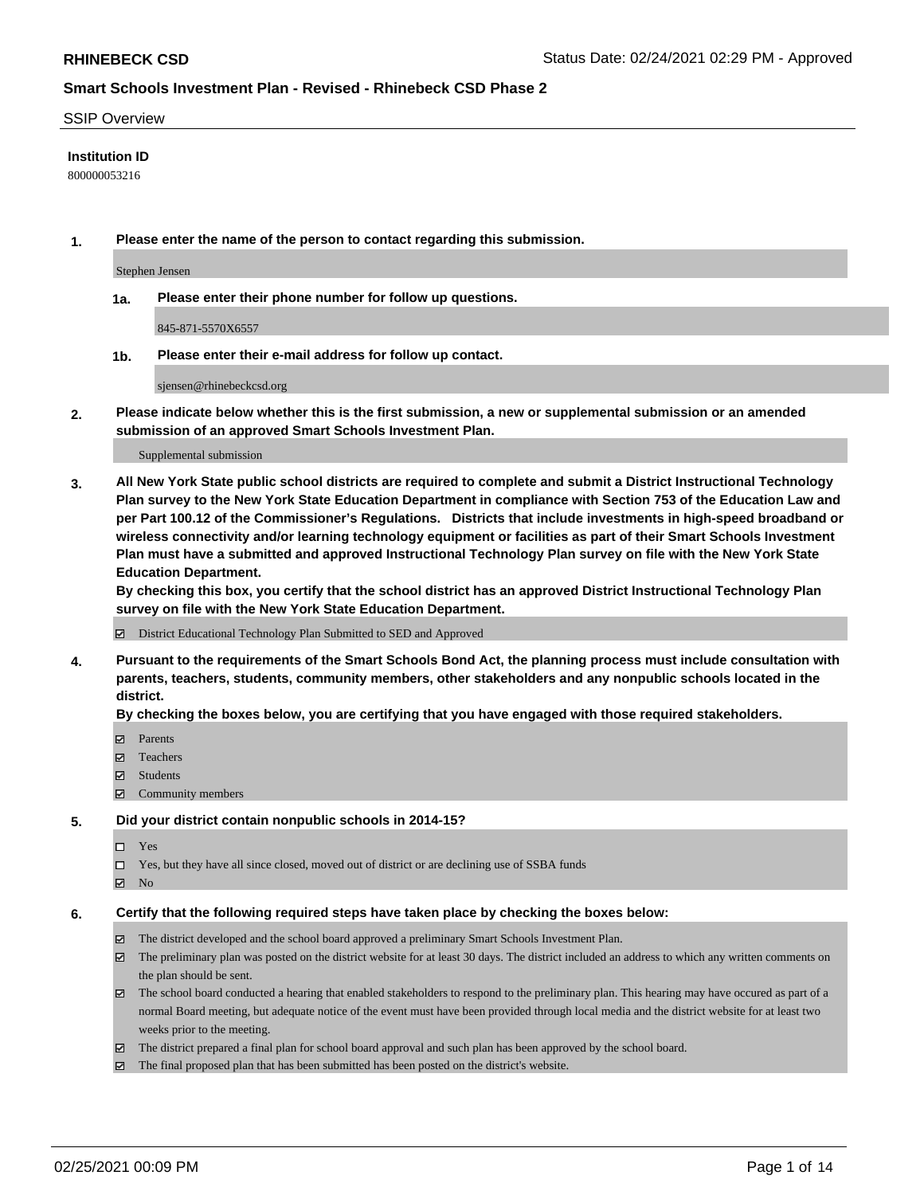# Smart Schools Investment Plan - Revised - Rhinebeck CSD Phase 2

SSIP Overview

**Institution ID**

800000053216

**1. Please enter the name of the person to contact regarding this submission.**

Stephen Jensen

**1a. Please enter their phone number for follow up questions.**

845-871-5570X6557

**1b. Please enter their e-mail address for follow up contact.**

sjensen@rhinebeckcsd.org

**2. Please indicate below whether this is the first submission, a new or supplemental submission or an amended submission of an approved Smart Schools Investment Plan.**

Supplemental submission

**3. All New York State public school districts are required to complete and submit a District Instructional Technology Plan survey to the New York State Education Department in compliance with Section 753 of the Education Law and per Part 100.12 of the Commissioner's Regulations. Districts that include investments in high-speed broadband or wireless connectivity and/or learning technology equipment or facilities as part of their Smart Schools Investment Plan must have a submitted and approved Instructional Technology Plan survey on file with the New York State Education Department.**
**By checking this box, you certify that the school district has an approved District Instructional Technology Plan survey on file with the New York State Education Department.**

☑ District Educational Technology Plan Submitted to SED and Approved

**4. Pursuant to the requirements of the Smart Schools Bond Act, the planning process must include consultation with parents, teachers, students, community members, other stakeholders and any nonpublic schools located in the district.**
**By checking the boxes below, you are certifying that you have engaged with those required stakeholders.**

☑ Parents
☑ Teachers
☑ Students
☑ Community members

**5. Did your district contain nonpublic schools in 2014-15?**

☐ Yes
☐ Yes, but they have all since closed, moved out of district or are declining use of SSBA funds
☑ No

**6. Certify that the following required steps have taken place by checking the boxes below:**

☑ The district developed and the school board approved a preliminary Smart Schools Investment Plan.
☑ The preliminary plan was posted on the district website for at least 30 days. The district included an address to which any written comments on the plan should be sent.
☑ The school board conducted a hearing that enabled stakeholders to respond to the preliminary plan. This hearing may have occured as part of a normal Board meeting, but adequate notice of the event must have been provided through local media and the district website for at least two weeks prior to the meeting.
☑ The district prepared a final plan for school board approval and such plan has been approved by the school board.
☑ The final proposed plan that has been submitted has been posted on the district's website.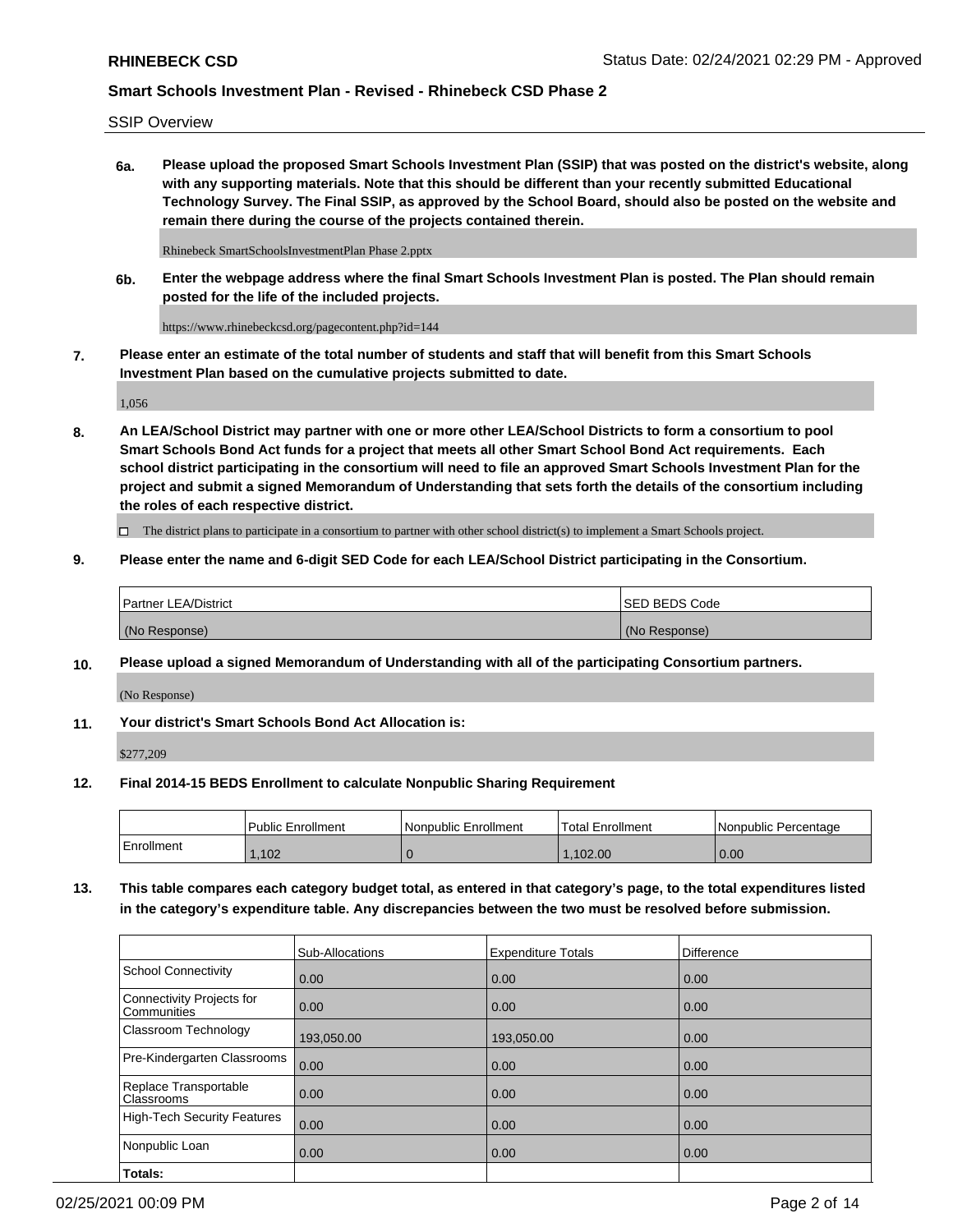SSIP Overview

**6a. Please upload the proposed Smart Schools Investment Plan (SSIP) that was posted on the district's website, along with any supporting materials. Note that this should be different than your recently submitted Educational Technology Survey. The Final SSIP, as approved by the School Board, should also be posted on the website and remain there during the course of the projects contained therein.**

Rhinebeck SmartSchoolsInvestmentPlan Phase 2.pptx

**6b. Enter the webpage address where the final Smart Schools Investment Plan is posted. The Plan should remain posted for the life of the included projects.**

https://www.rhinebeckcsd.org/pagecontent.php?id=144

**7. Please enter an estimate of the total number of students and staff that will benefit from this Smart Schools Investment Plan based on the cumulative projects submitted to date.**

1,056

**8. An LEA/School District may partner with one or more other LEA/School Districts to form a consortium to pool Smart Schools Bond Act funds for a project that meets all other Smart School Bond Act requirements. Each school district participating in the consortium will need to file an approved Smart Schools Investment Plan for the project and submit a signed Memorandum of Understanding that sets forth the details of the consortium including the roles of each respective district.**

☐ The district plans to participate in a consortium to partner with other school district(s) to implement a Smart Schools project.

**9. Please enter the name and 6-digit SED Code for each LEA/School District participating in the Consortium.**

| Partner LEA/District | SED BEDS Code |
|---|---|
| (No Response) | (No Response) |

**10. Please upload a signed Memorandum of Understanding with all of the participating Consortium partners.**

(No Response)

**11. Your district's Smart Schools Bond Act Allocation is:**

$277,209

**12. Final 2014-15 BEDS Enrollment to calculate Nonpublic Sharing Requirement**

| | Public Enrollment | Nonpublic Enrollment | Total Enrollment | Nonpublic Percentage |
|---|---|---|---|---|
| Enrollment | 1,102 | 0 | 1,102.00 | 0.00 |

**13. This table compares each category budget total, as entered in that category's page, to the total expenditures listed in the category's expenditure table. Any discrepancies between the two must be resolved before submission.**

| | Sub-Allocations | Expenditure Totals | Difference |
|---|---|---|---|
| School Connectivity | 0.00 | 0.00 | 0.00 |
| Connectivity Projects for Communities | 0.00 | 0.00 | 0.00 |
| Classroom Technology | 193,050.00 | 193,050.00 | 0.00 |
| Pre-Kindergarten Classrooms | 0.00 | 0.00 | 0.00 |
| Replace Transportable Classrooms | 0.00 | 0.00 | 0.00 |
| High-Tech Security Features | 0.00 | 0.00 | 0.00 |
| Nonpublic Loan | 0.00 | 0.00 | 0.00 |
| **Totals:** | | | |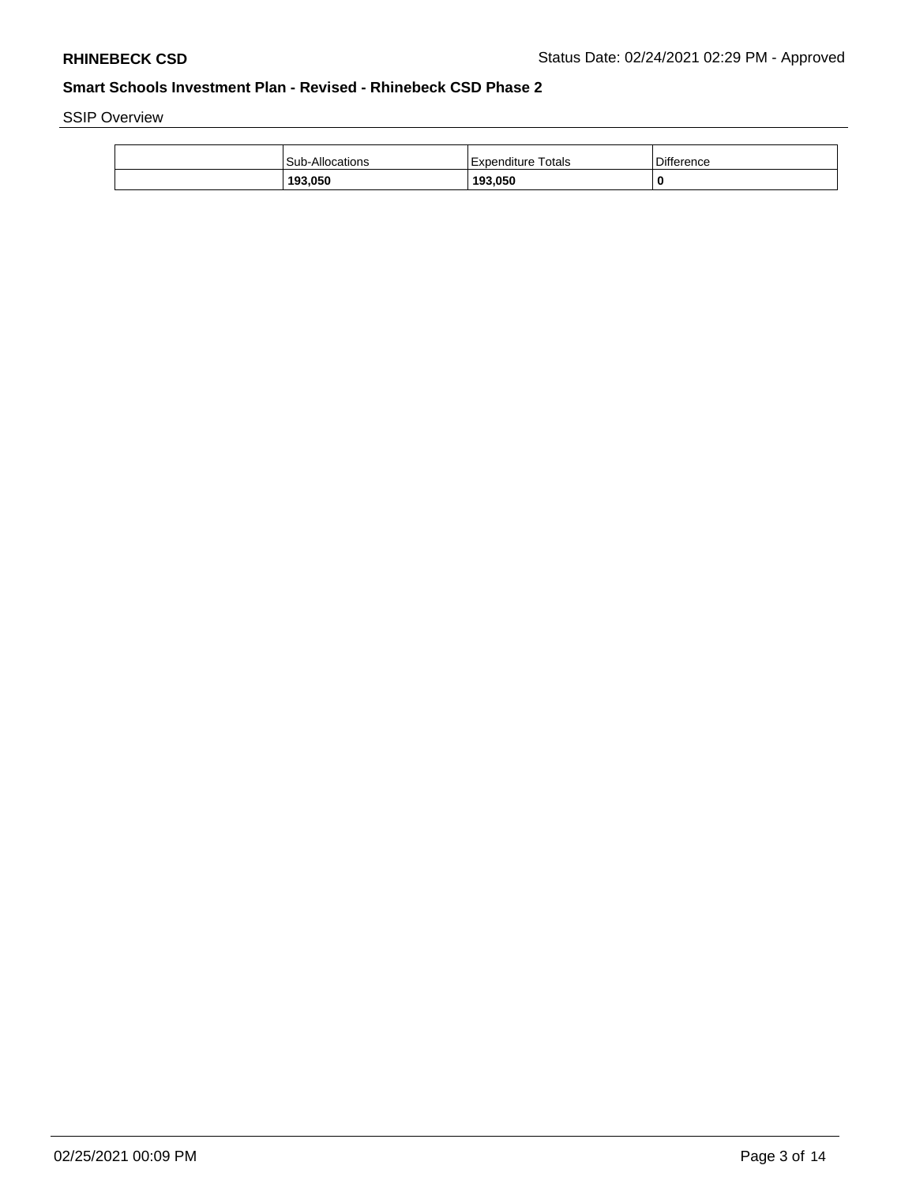## Smart Schools Investment Plan - Revised - Rhinebeck CSD Phase 2

SSIP Overview

| | Sub-Allocations | Expenditure Totals | Difference |
|---|---|---|---|
| | **193,050** | **193,050** | **0** |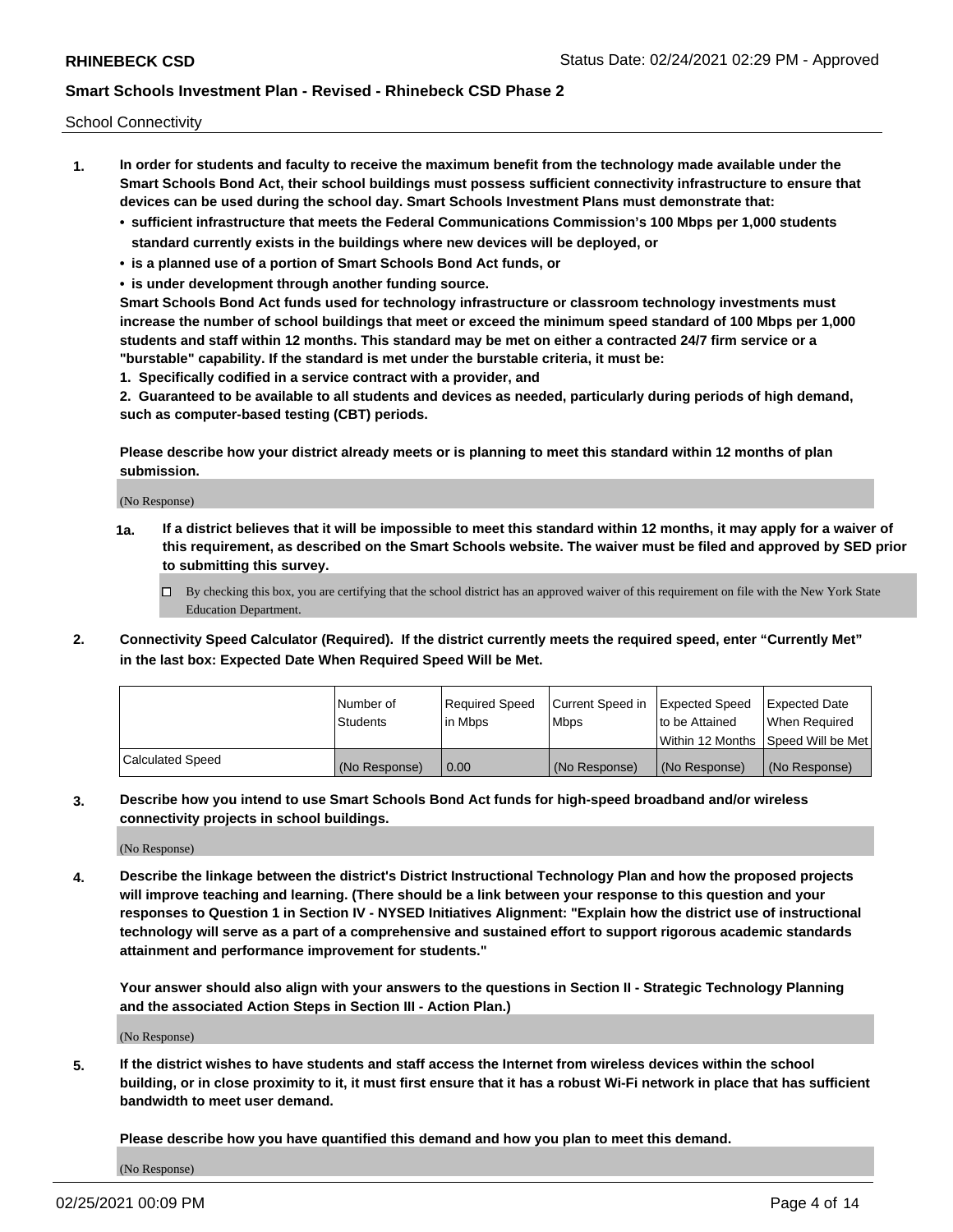## School Connectivity

1. **In order for students and faculty to receive the maximum benefit from the technology made available under the Smart Schools Bond Act, their school buildings must possess sufficient connectivity infrastructure to ensure that devices can be used during the school day. Smart Schools Investment Plans must demonstrate that:**
   - **sufficient infrastructure that meets the Federal Communications Commission's 100 Mbps per 1,000 students standard currently exists in the buildings where new devices will be deployed, or**
   - **is a planned use of a portion of Smart Schools Bond Act funds, or**
   - **is under development through another funding source.**

   **Smart Schools Bond Act funds used for technology infrastructure or classroom technology investments must increase the number of school buildings that meet or exceed the minimum speed standard of 100 Mbps per 1,000 students and staff within 12 months. This standard may be met on either a contracted 24/7 firm service or a "burstable" capability. If the standard is met under the burstable criteria, it must be:**

   **1. Specifically codified in a service contract with a provider, and**

   **2. Guaranteed to be available to all students and devices as needed, particularly during periods of high demand, such as computer-based testing (CBT) periods.**

   **Please describe how your district already meets or is planning to meet this standard within 12 months of plan submission.**

   (No Response)

   **1a.** **If a district believes that it will be impossible to meet this standard within 12 months, it may apply for a waiver of this requirement, as described on the Smart Schools website. The waiver must be filed and approved by SED prior to submitting this survey.**

   ☐ By checking this box, you are certifying that the school district has an approved waiver of this requirement on file with the New York State Education Department.

2. **Connectivity Speed Calculator (Required). If the district currently meets the required speed, enter "Currently Met" in the last box: Expected Date When Required Speed Will be Met.**

| | Number of Students | Required Speed in Mbps | Current Speed in Mbps | Expected Speed to be Attained Within 12 Months | Expected Date When Required Speed Will be Met |
|---|---|---|---|---|---|
| Calculated Speed | (No Response) | 0.00 | (No Response) | (No Response) | (No Response) |

3. **Describe how you intend to use Smart Schools Bond Act funds for high-speed broadband and/or wireless connectivity projects in school buildings.**

   (No Response)

4. **Describe the linkage between the district's District Instructional Technology Plan and how the proposed projects will improve teaching and learning. (There should be a link between your response to this question and your responses to Question 1 in Section IV - NYSED Initiatives Alignment: "Explain how the district use of instructional technology will serve as a part of a comprehensive and sustained effort to support rigorous academic standards attainment and performance improvement for students."**

   **Your answer should also align with your answers to the questions in Section II - Strategic Technology Planning and the associated Action Steps in Section III - Action Plan.)**

   (No Response)

5. **If the district wishes to have students and staff access the Internet from wireless devices within the school building, or in close proximity to it, it must first ensure that it has a robust Wi-Fi network in place that has sufficient bandwidth to meet user demand.**

   **Please describe how you have quantified this demand and how you plan to meet this demand.**

   (No Response)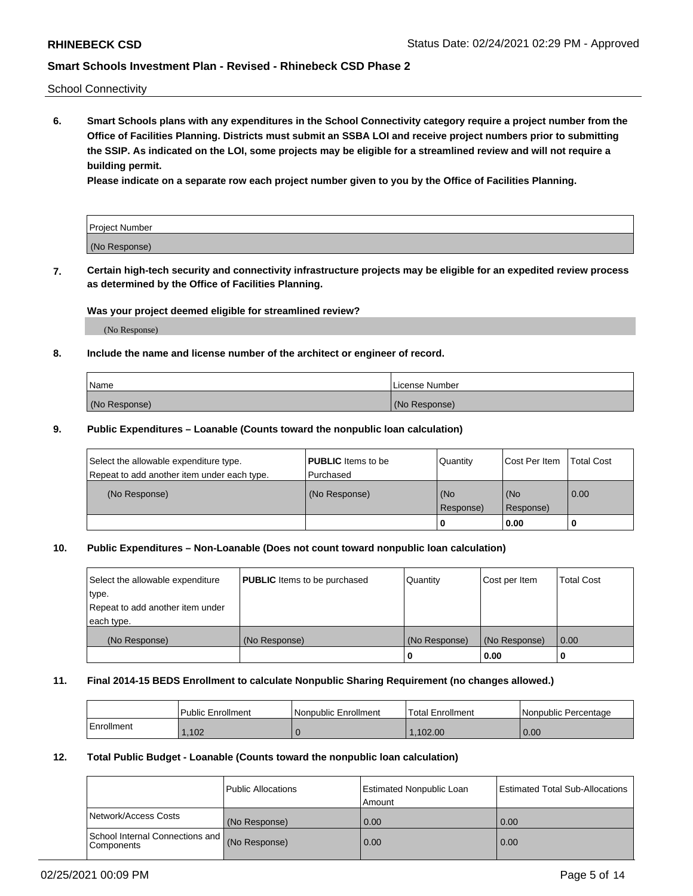School Connectivity

**6. Smart Schools plans with any expenditures in the School Connectivity category require a project number from the Office of Facilities Planning. Districts must submit an SSBA LOI and receive project numbers prior to submitting the SSIP. As indicated on the LOI, some projects may be eligible for a streamlined review and will not require a building permit.**

**Please indicate on a separate row each project number given to you by the Office of Facilities Planning.**

| Project Number |
|---|
| (No Response) |

**7. Certain high-tech security and connectivity infrastructure projects may be eligible for an expedited review process as determined by the Office of Facilities Planning.**

**Was your project deemed eligible for streamlined review?**

(No Response)

**8. Include the name and license number of the architect or engineer of record.**

| Name | License Number |
|---|---|
| (No Response) | (No Response) |

**9. Public Expenditures – Loanable (Counts toward the nonpublic loan calculation)**

| Select the allowable expenditure type. Repeat to add another item under each type. | **PUBLIC** Items to be Purchased | Quantity | Cost Per Item | Total Cost |
|---|---|---|---|---|
| (No Response) | (No Response) | (No Response) | (No Response) | 0.00 |
| | | 0 | 0.00 | 0 |

**10. Public Expenditures – Non-Loanable (Does not count toward nonpublic loan calculation)**

| Select the allowable expenditure type. Repeat to add another item under each type. | **PUBLIC** Items to be purchased | Quantity | Cost per Item | Total Cost |
|---|---|---|---|---|
| (No Response) | (No Response) | (No Response) | (No Response) | 0.00 |
| | | 0 | 0.00 | 0 |

**11. Final 2014-15 BEDS Enrollment to calculate Nonpublic Sharing Requirement (no changes allowed.)**

| | Public Enrollment | Nonpublic Enrollment | Total Enrollment | Nonpublic Percentage |
|---|---|---|---|---|
| Enrollment | 1,102 | 0 | 1,102.00 | 0.00 |

**12. Total Public Budget - Loanable (Counts toward the nonpublic loan calculation)**

| | Public Allocations | Estimated Nonpublic Loan Amount | Estimated Total Sub-Allocations |
|---|---|---|---|
| Network/Access Costs | (No Response) | 0.00 | 0.00 |
| School Internal Connections and Components | (No Response) | 0.00 | 0.00 |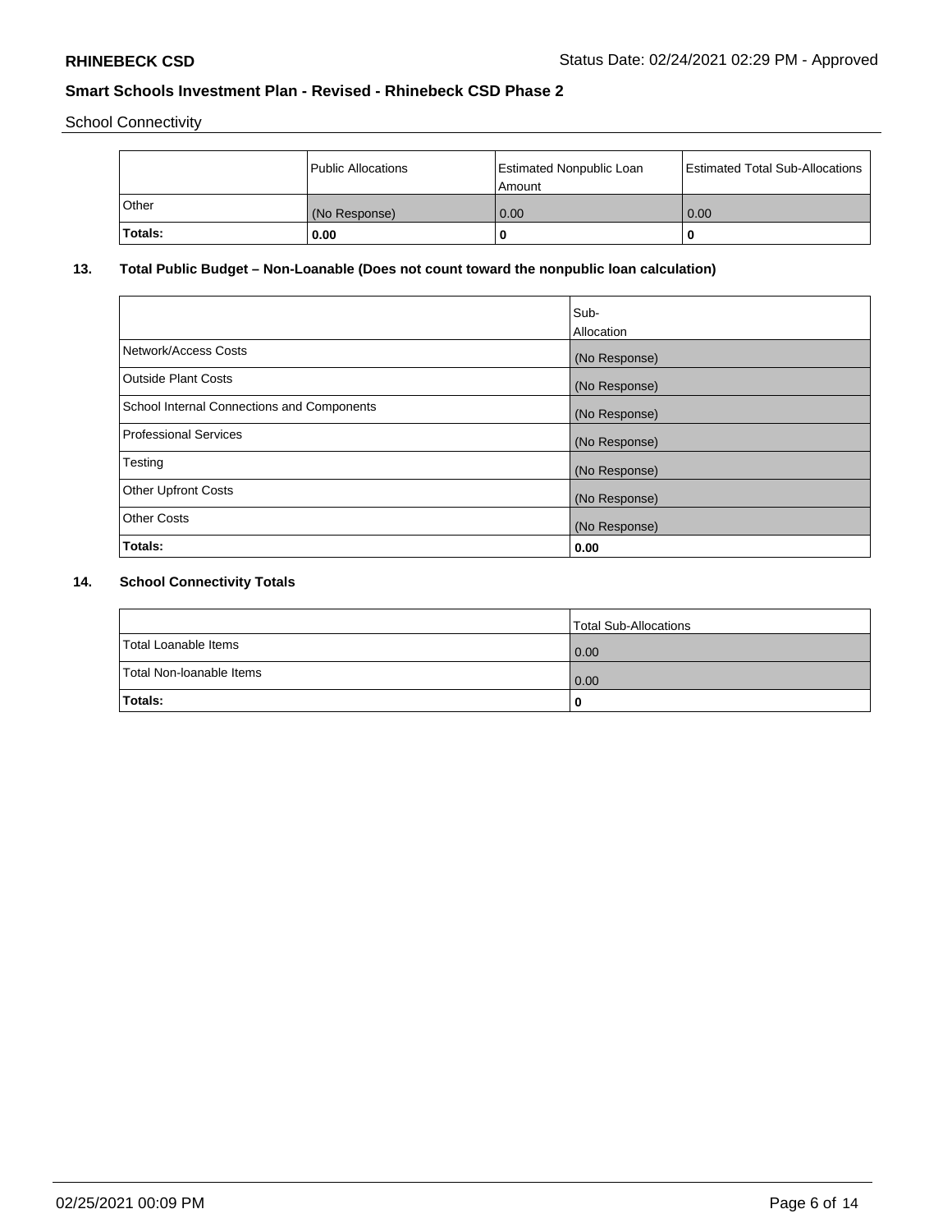School Connectivity

| | Public Allocations | Estimated Nonpublic Loan Amount | Estimated Total Sub-Allocations |
|---|---|---|---|
| Other | (No Response) | 0.00 | 0.00 |
| **Totals:** | **0.00** | **0** | **0** |

## 13. Total Public Budget – Non-Loanable (Does not count toward the nonpublic loan calculation)

| | Sub-Allocation |
|---|---|
| Network/Access Costs | (No Response) |
| Outside Plant Costs | (No Response) |
| School Internal Connections and Components | (No Response) |
| Professional Services | (No Response) |
| Testing | (No Response) |
| Other Upfront Costs | (No Response) |
| Other Costs | (No Response) |
| **Totals:** | **0.00** |

## 14. School Connectivity Totals

| | Total Sub-Allocations |
|---|---|
| Total Loanable Items | 0.00 |
| Total Non-loanable Items | 0.00 |
| **Totals:** | **0** |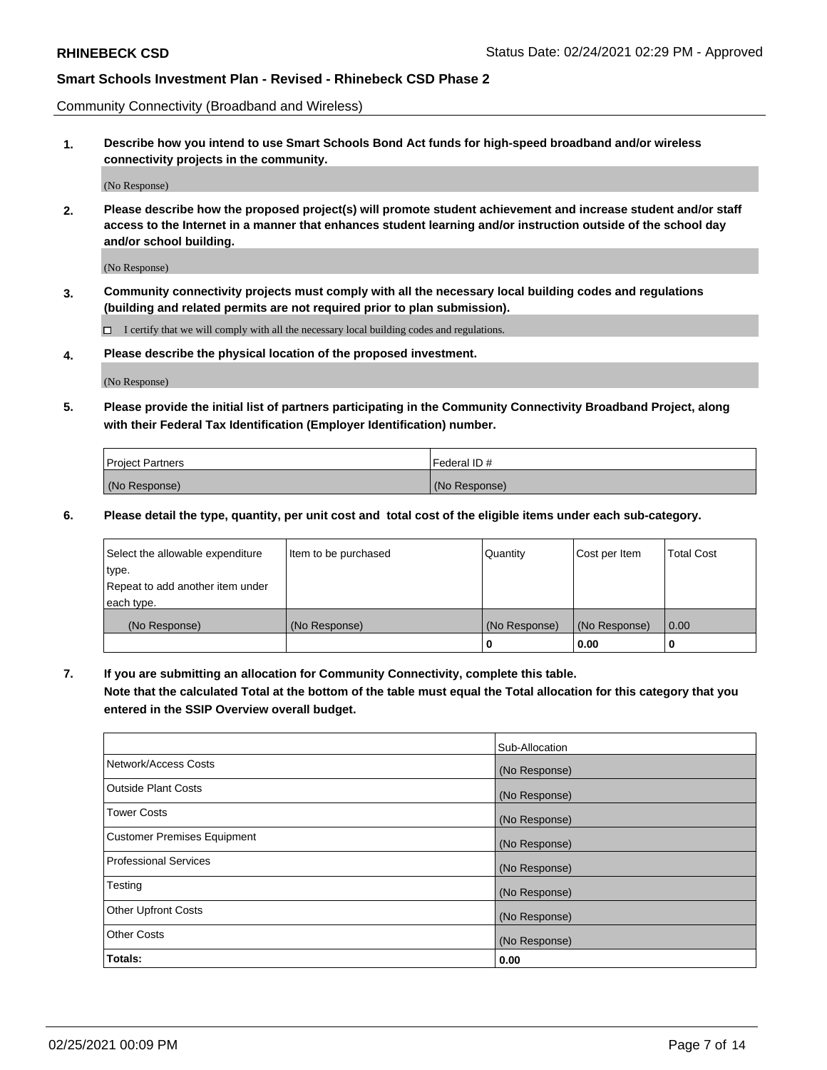Community Connectivity (Broadband and Wireless)

**1. Describe how you intend to use Smart Schools Bond Act funds for high-speed broadband and/or wireless connectivity projects in the community.**

(No Response)

**2. Please describe how the proposed project(s) will promote student achievement and increase student and/or staff access to the Internet in a manner that enhances student learning and/or instruction outside of the school day and/or school building.**

(No Response)

**3. Community connectivity projects must comply with all the necessary local building codes and regulations (building and related permits are not required prior to plan submission).**

☐ I certify that we will comply with all the necessary local building codes and regulations.

**4. Please describe the physical location of the proposed investment.**

(No Response)

**5. Please provide the initial list of partners participating in the Community Connectivity Broadband Project, along with their Federal Tax Identification (Employer Identification) number.**

| Project Partners | Federal ID # |
|---|---|
| (No Response) | (No Response) |

**6. Please detail the type, quantity, per unit cost and total cost of the eligible items under each sub-category.**

| Select the allowable expenditure type. Repeat to add another item under each type. | Item to be purchased | Quantity | Cost per Item | Total Cost |
|---|---|---|---|---|
| (No Response) | (No Response) | (No Response) | (No Response) | 0.00 |
| | | 0 | 0.00 | 0 |

**7. If you are submitting an allocation for Community Connectivity, complete this table.**
**Note that the calculated Total at the bottom of the table must equal the Total allocation for this category that you entered in the SSIP Overview overall budget.**

| | Sub-Allocation |
|---|---|
| Network/Access Costs | (No Response) |
| Outside Plant Costs | (No Response) |
| Tower Costs | (No Response) |
| Customer Premises Equipment | (No Response) |
| Professional Services | (No Response) |
| Testing | (No Response) |
| Other Upfront Costs | (No Response) |
| Other Costs | (No Response) |
| **Totals:** | **0.00** |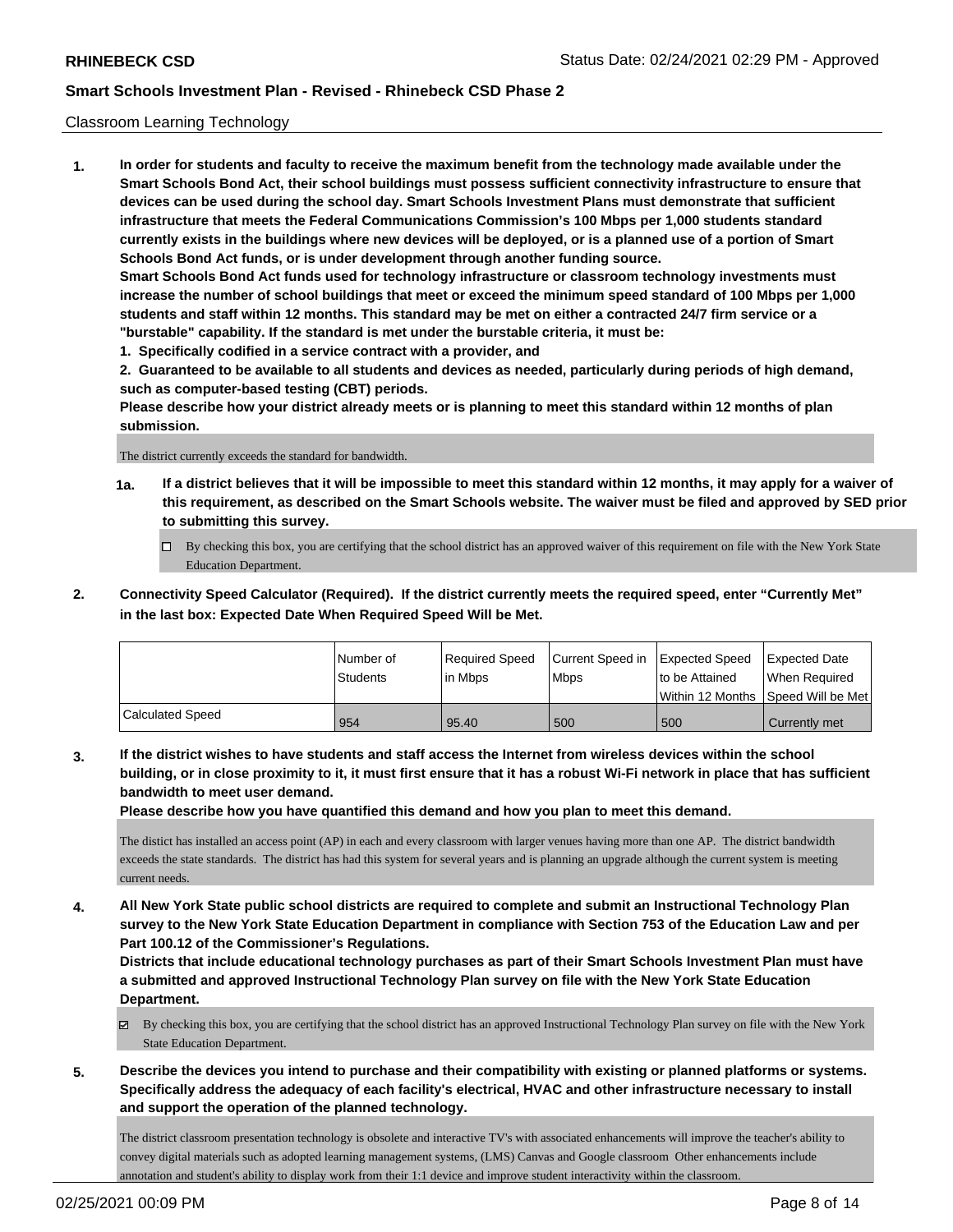## Classroom Learning Technology

**1. In order for students and faculty to receive the maximum benefit from the technology made available under the Smart Schools Bond Act, their school buildings must possess sufficient connectivity infrastructure to ensure that devices can be used during the school day. Smart Schools Investment Plans must demonstrate that sufficient infrastructure that meets the Federal Communications Commission's 100 Mbps per 1,000 students standard currently exists in the buildings where new devices will be deployed, or is a planned use of a portion of Smart Schools Bond Act funds, or is under development through another funding source.**

**Smart Schools Bond Act funds used for technology infrastructure or classroom technology investments must increase the number of school buildings that meet or exceed the minimum speed standard of 100 Mbps per 1,000 students and staff within 12 months. This standard may be met on either a contracted 24/7 firm service or a "burstable" capability. If the standard is met under the burstable criteria, it must be:**

**1. Specifically codified in a service contract with a provider, and**

**2. Guaranteed to be available to all students and devices as needed, particularly during periods of high demand, such as computer-based testing (CBT) periods.**

**Please describe how your district already meets or is planning to meet this standard within 12 months of plan submission.**

The district currently exceeds the standard for bandwidth.

**1a. If a district believes that it will be impossible to meet this standard within 12 months, it may apply for a waiver of this requirement, as described on the Smart Schools website. The waiver must be filed and approved by SED prior to submitting this survey.**

☐ By checking this box, you are certifying that the school district has an approved waiver of this requirement on file with the New York State Education Department.

**2. Connectivity Speed Calculator (Required). If the district currently meets the required speed, enter "Currently Met" in the last box: Expected Date When Required Speed Will be Met.**

| | Number of Students | Required Speed in Mbps | Current Speed in Mbps | Expected Speed to be Attained Within 12 Months | Expected Date When Required Speed Will be Met |
|---|---|---|---|---|---|
| Calculated Speed | 954 | 95.40 | 500 | 500 | Currently met |

**3. If the district wishes to have students and staff access the Internet from wireless devices within the school building, or in close proximity to it, it must first ensure that it has a robust Wi-Fi network in place that has sufficient bandwidth to meet user demand.**

**Please describe how you have quantified this demand and how you plan to meet this demand.**

The distict has installed an access point (AP) in each and every classroom with larger venues having more than one AP. The district bandwidth exceeds the state standards. The district has had this system for several years and is planning an upgrade although the current system is meeting current needs.

**4. All New York State public school districts are required to complete and submit an Instructional Technology Plan survey to the New York State Education Department in compliance with Section 753 of the Education Law and per Part 100.12 of the Commissioner's Regulations.**

**Districts that include educational technology purchases as part of their Smart Schools Investment Plan must have a submitted and approved Instructional Technology Plan survey on file with the New York State Education Department.**

☑ By checking this box, you are certifying that the school district has an approved Instructional Technology Plan survey on file with the New York State Education Department.

**5. Describe the devices you intend to purchase and their compatibility with existing or planned platforms or systems. Specifically address the adequacy of each facility's electrical, HVAC and other infrastructure necessary to install and support the operation of the planned technology.**

The district classroom presentation technology is obsolete and interactive TV's with associated enhancements will improve the teacher's ability to convey digital materials such as adopted learning management systems, (LMS) Canvas and Google classroom Other enhancements include annotation and student's ability to display work from their 1:1 device and improve student interactivity within the classroom.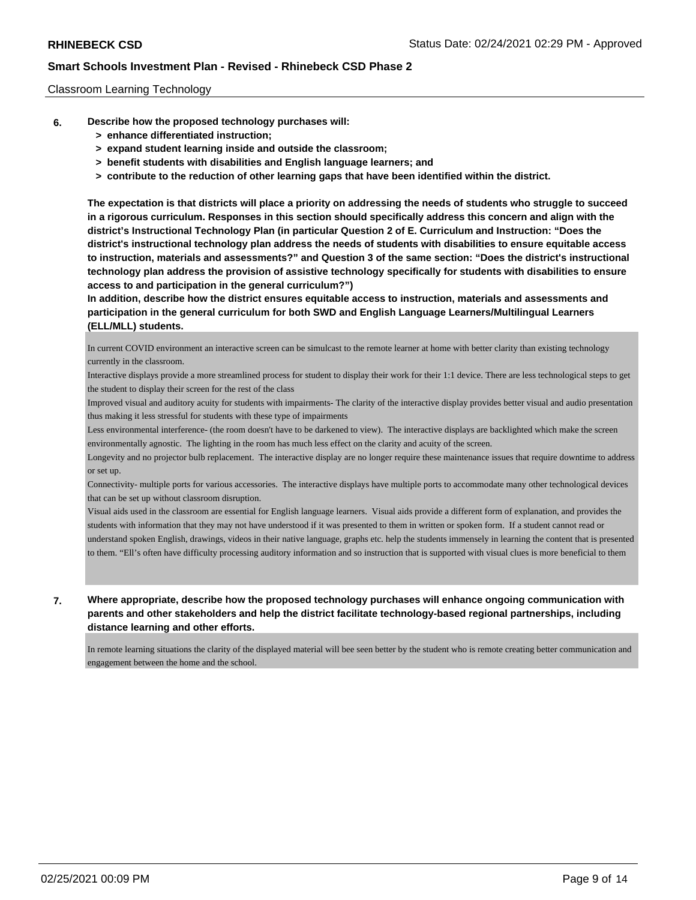Classroom Learning Technology

**6. Describe how the proposed technology purchases will:**
- **> enhance differentiated instruction;**
- **> expand student learning inside and outside the classroom;**
- **> benefit students with disabilities and English language learners; and**
- **> contribute to the reduction of other learning gaps that have been identified within the district.**

**The expectation is that districts will place a priority on addressing the needs of students who struggle to succeed in a rigorous curriculum. Responses in this section should specifically address this concern and align with the district's Instructional Technology Plan (in particular Question 2 of E. Curriculum and Instruction: "Does the district's instructional technology plan address the needs of students with disabilities to ensure equitable access to instruction, materials and assessments?" and Question 3 of the same section: "Does the district's instructional technology plan address the provision of assistive technology specifically for students with disabilities to ensure access to and participation in the general curriculum?")**

**In addition, describe how the district ensures equitable access to instruction, materials and assessments and participation in the general curriculum for both SWD and English Language Learners/Multilingual Learners (ELL/MLL) students.**

In current COVID environment an interactive screen can be simulcast to the remote learner at home with better clarity than existing technology currently in the classroom.

Interactive displays provide a more streamlined process for student to display their work for their 1:1 device. There are less technological steps to get the student to display their screen for the rest of the class

Improved visual and auditory acuity for students with impairments- The clarity of the interactive display provides better visual and audio presentation thus making it less stressful for students with these type of impairments

Less environmental interference- (the room doesn't have to be darkened to view). The interactive displays are backlighted which make the screen environmentally agnostic. The lighting in the room has much less effect on the clarity and acuity of the screen.

Longevity and no projector bulb replacement. The interactive display are no longer require these maintenance issues that require downtime to address or set up.

Connectivity- multiple ports for various accessories. The interactive displays have multiple ports to accommodate many other technological devices that can be set up without classroom disruption.

Visual aids used in the classroom are essential for English language learners. Visual aids provide a different form of explanation, and provides the students with information that they may not have understood if it was presented to them in written or spoken form. If a student cannot read or understand spoken English, drawings, videos in their native language, graphs etc. help the students immensely in learning the content that is presented to them. "Ell's often have difficulty processing auditory information and so instruction that is supported with visual clues is more beneficial to them

**7. Where appropriate, describe how the proposed technology purchases will enhance ongoing communication with parents and other stakeholders and help the district facilitate technology-based regional partnerships, including distance learning and other efforts.**

In remote learning situations the clarity of the displayed material will bee seen better by the student who is remote creating better communication and engagement between the home and the school.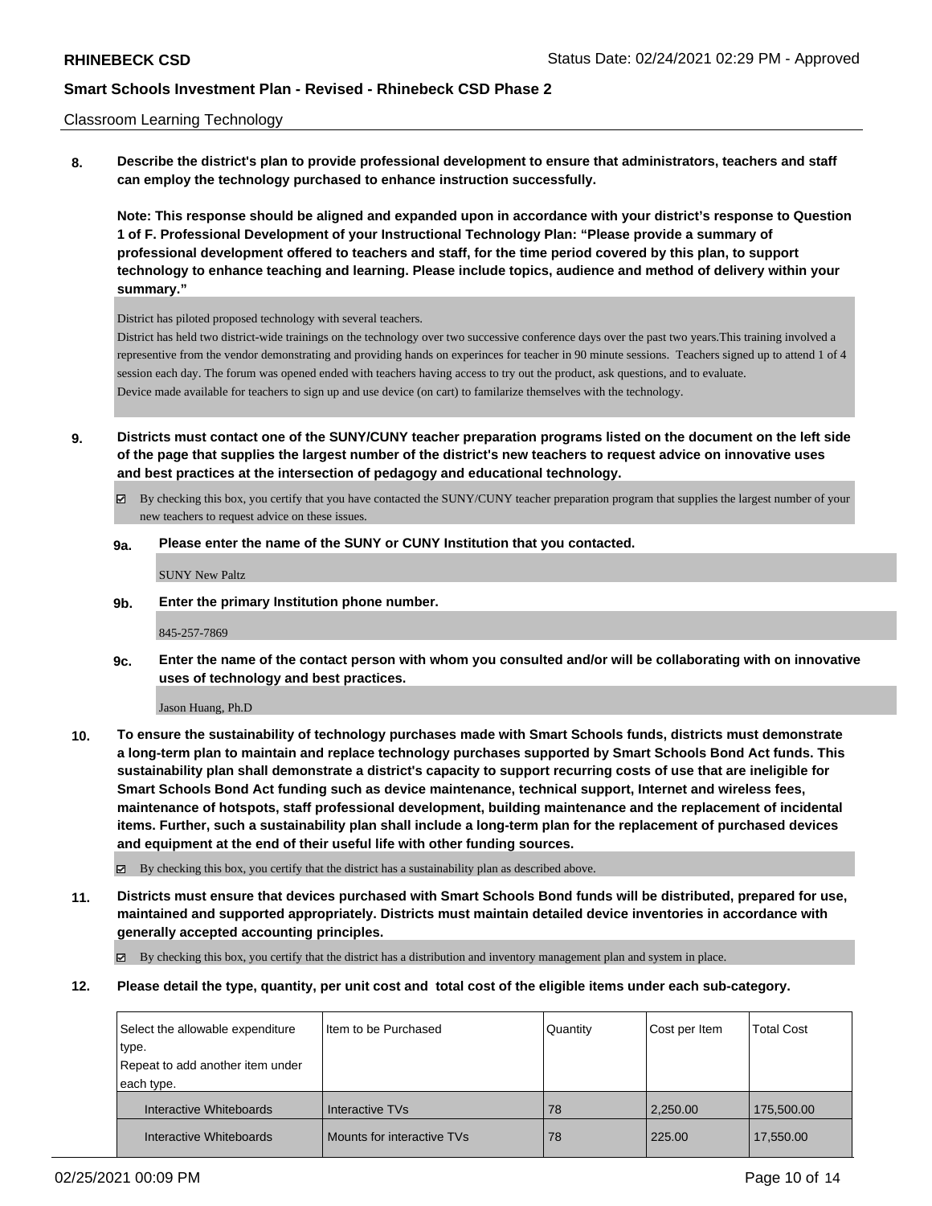Classroom Learning Technology

**8. Describe the district's plan to provide professional development to ensure that administrators, teachers and staff can employ the technology purchased to enhance instruction successfully.**

**Note: This response should be aligned and expanded upon in accordance with your district's response to Question 1 of F. Professional Development of your Instructional Technology Plan: "Please provide a summary of professional development offered to teachers and staff, for the time period covered by this plan, to support technology to enhance teaching and learning. Please include topics, audience and method of delivery within your summary."**

District has piloted proposed technology with several teachers.
District has held two district-wide trainings on the technology over two successive conference days over the past two years.This training involved a represenitive from the vendor demonstrating and providing hands on experinces for teacher in 90 minute sessions. Teachers signed up to attend 1 of 4 session each day. The forum was opened ended with teachers having access to try out the product, ask questions, and to evaluate.
Device made available for teachers to sign up and use device (on cart) to familarize themselves with the technology.

**9. Districts must contact one of the SUNY/CUNY teacher preparation programs listed on the document on the left side of the page that supplies the largest number of the district's new teachers to request advice on innovative uses and best practices at the intersection of pedagogy and educational technology.**

☑ By checking this box, you certify that you have contacted the SUNY/CUNY teacher preparation program that supplies the largest number of your new teachers to request advice on these issues.

**9a. Please enter the name of the SUNY or CUNY Institution that you contacted.**

SUNY New Paltz

**9b. Enter the primary Institution phone number.**

845-257-7869

**9c. Enter the name of the contact person with whom you consulted and/or will be collaborating with on innovative uses of technology and best practices.**

Jason Huang, Ph.D

**10. To ensure the sustainability of technology purchases made with Smart Schools funds, districts must demonstrate a long-term plan to maintain and replace technology purchases supported by Smart Schools Bond Act funds. This sustainability plan shall demonstrate a district's capacity to support recurring costs of use that are ineligible for Smart Schools Bond Act funding such as device maintenance, technical support, Internet and wireless fees, maintenance of hotspots, staff professional development, building maintenance and the replacement of incidental items. Further, such a sustainability plan shall include a long-term plan for the replacement of purchased devices and equipment at the end of their useful life with other funding sources.**

☑ By checking this box, you certify that the district has a sustainability plan as described above.

**11. Districts must ensure that devices purchased with Smart Schools Bond funds will be distributed, prepared for use, maintained and supported appropriately. Districts must maintain detailed device inventories in accordance with generally accepted accounting principles.**

☑ By checking this box, you certify that the district has a distribution and inventory management plan and system in place.

**12. Please detail the type, quantity, per unit cost and total cost of the eligible items under each sub-category.**

| Select the allowable expenditure type. Repeat to add another item under each type. | Item to be Purchased | Quantity | Cost per Item | Total Cost |
|---|---|---|---|---|
| Interactive Whiteboards | Interactive TVs | 78 | 2,250.00 | 175,500.00 |
| Interactive Whiteboards | Mounts for interactive TVs | 78 | 225.00 | 17,550.00 |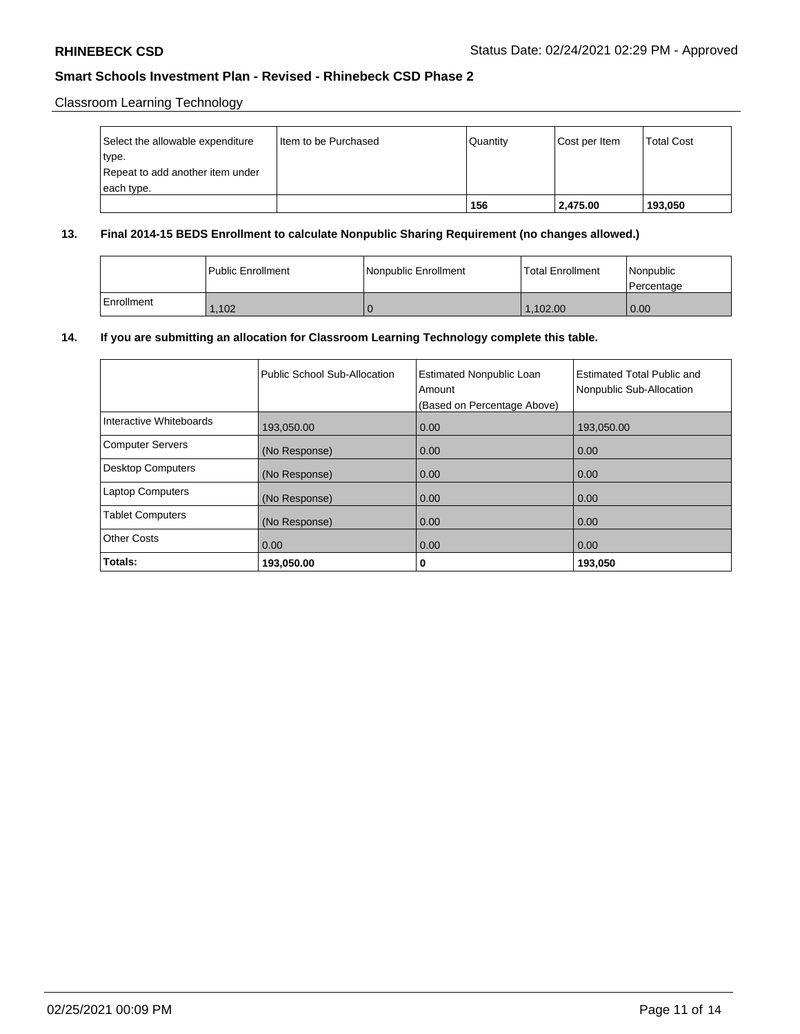Classroom Learning Technology

| Select the allowable expenditure type. Repeat to add another item under each type. | Item to be Purchased | Quantity | Cost per Item | Total Cost |
|---|---|---|---|---|
| | | **156** | **2,475.00** | **193,050** |

**13. Final 2014-15 BEDS Enrollment to calculate Nonpublic Sharing Requirement (no changes allowed.)**

| | Public Enrollment | Nonpublic Enrollment | Total Enrollment | Nonpublic Percentage |
|---|---|---|---|---|
| Enrollment | 1,102 | 0 | 1,102.00 | 0.00 |

**14. If you are submitting an allocation for Classroom Learning Technology complete this table.**

| | Public School Sub-Allocation | Estimated Nonpublic Loan Amount (Based on Percentage Above) | Estimated Total Public and Nonpublic Sub-Allocation |
|---|---|---|---|
| Interactive Whiteboards | 193,050.00 | 0.00 | 193,050.00 |
| Computer Servers | (No Response) | 0.00 | 0.00 |
| Desktop Computers | (No Response) | 0.00 | 0.00 |
| Laptop Computers | (No Response) | 0.00 | 0.00 |
| Tablet Computers | (No Response) | 0.00 | 0.00 |
| Other Costs | 0.00 | 0.00 | 0.00 |
| **Totals:** | **193,050.00** | **0** | **193,050** |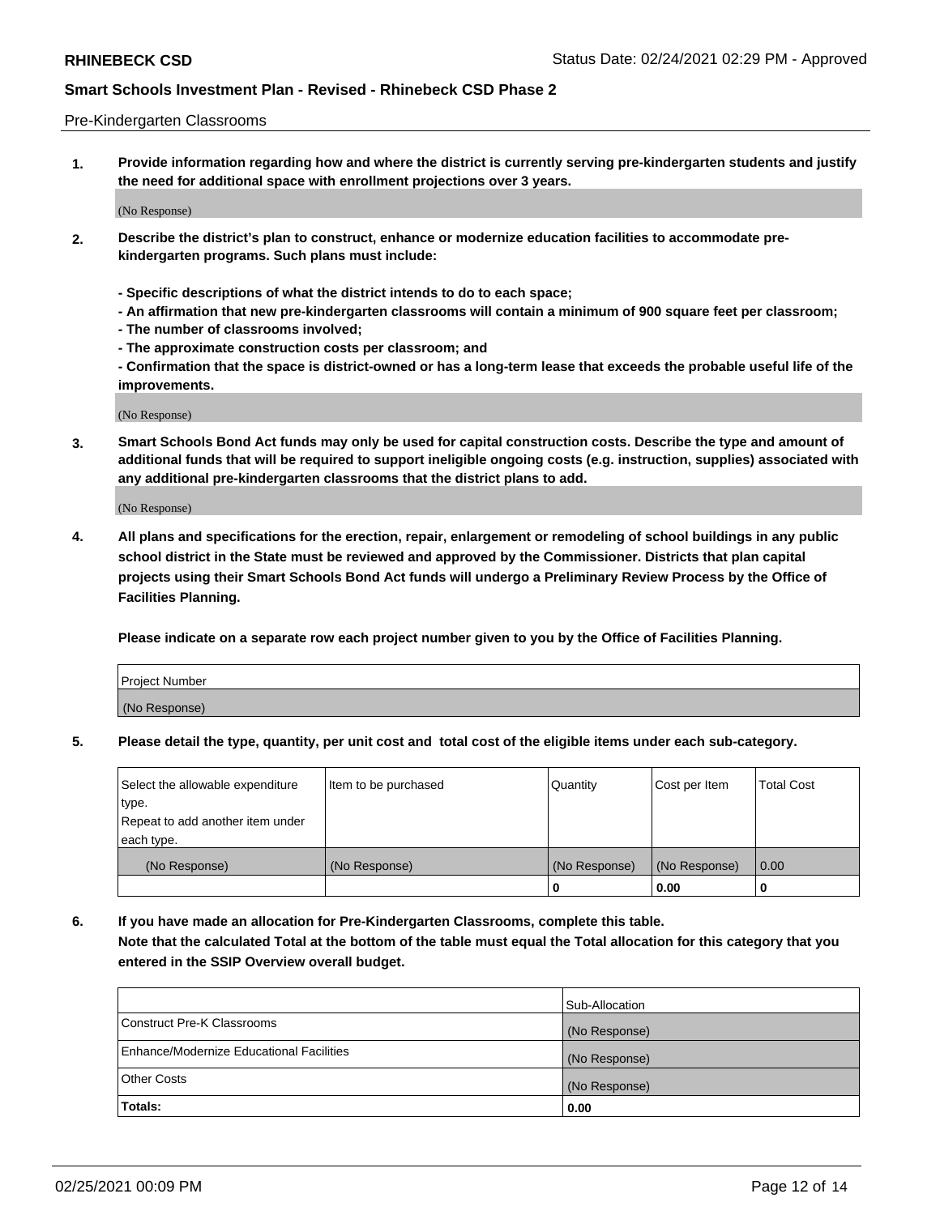Pre-Kindergarten Classrooms

**1. Provide information regarding how and where the district is currently serving pre-kindergarten students and justify the need for additional space with enrollment projections over 3 years.**

(No Response)

**2. Describe the district's plan to construct, enhance or modernize education facilities to accommodate pre-kindergarten programs. Such plans must include:**

**- Specific descriptions of what the district intends to do to each space;**
**- An affirmation that new pre-kindergarten classrooms will contain a minimum of 900 square feet per classroom;**
**- The number of classrooms involved;**
**- The approximate construction costs per classroom; and**
**- Confirmation that the space is district-owned or has a long-term lease that exceeds the probable useful life of the improvements.**

(No Response)

**3. Smart Schools Bond Act funds may only be used for capital construction costs. Describe the type and amount of additional funds that will be required to support ineligible ongoing costs (e.g. instruction, supplies) associated with any additional pre-kindergarten classrooms that the district plans to add.**

(No Response)

**4. All plans and specifications for the erection, repair, enlargement or remodeling of school buildings in any public school district in the State must be reviewed and approved by the Commissioner. Districts that plan capital projects using their Smart Schools Bond Act funds will undergo a Preliminary Review Process by the Office of Facilities Planning.**

**Please indicate on a separate row each project number given to you by the Office of Facilities Planning.**

| Project Number |
|---|
| (No Response) |

**5. Please detail the type, quantity, per unit cost and total cost of the eligible items under each sub-category.**

| Select the allowable expenditure type. Repeat to add another item under each type. | Item to be purchased | Quantity | Cost per Item | Total Cost |
|---|---|---|---|---|
| (No Response) | (No Response) | (No Response) | (No Response) | 0.00 |
| | | 0 | 0.00 | 0 |

**6. If you have made an allocation for Pre-Kindergarten Classrooms, complete this table. Note that the calculated Total at the bottom of the table must equal the Total allocation for this category that you entered in the SSIP Overview overall budget.**

| | Sub-Allocation |
|---|---|
| Construct Pre-K Classrooms | (No Response) |
| Enhance/Modernize Educational Facilities | (No Response) |
| Other Costs | (No Response) |
| **Totals:** | **0.00** |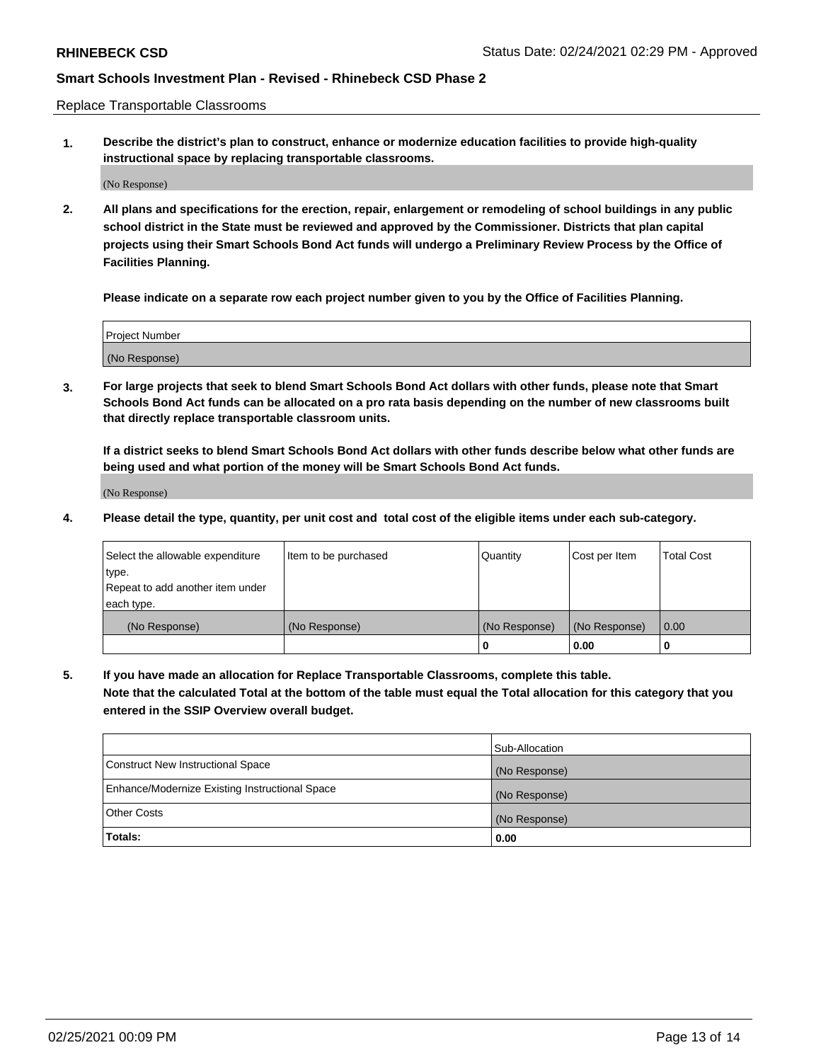Replace Transportable Classrooms

1. **Describe the district's plan to construct, enhance or modernize education facilities to provide high-quality instructional space by replacing transportable classrooms.**

(No Response)

2. **All plans and specifications for the erection, repair, enlargement or remodeling of school buildings in any public school district in the State must be reviewed and approved by the Commissioner. Districts that plan capital projects using their Smart Schools Bond Act funds will undergo a Preliminary Review Process by the Office of Facilities Planning.**

**Please indicate on a separate row each project number given to you by the Office of Facilities Planning.**

| Project Number |
|---|
| (No Response) |

3. **For large projects that seek to blend Smart Schools Bond Act dollars with other funds, please note that Smart Schools Bond Act funds can be allocated on a pro rata basis depending on the number of new classrooms built that directly replace transportable classroom units.**

**If a district seeks to blend Smart Schools Bond Act dollars with other funds describe below what other funds are being used and what portion of the money will be Smart Schools Bond Act funds.**

(No Response)

4. **Please detail the type, quantity, per unit cost and total cost of the eligible items under each sub-category.**

| Select the allowable expenditure type. Repeat to add another item under each type. | Item to be purchased | Quantity | Cost per Item | Total Cost |
|---|---|---|---|---|
| (No Response) | (No Response) | (No Response) | (No Response) | 0.00 |
| | | 0 | 0.00 | 0 |

5. **If you have made an allocation for Replace Transportable Classrooms, complete this table. Note that the calculated Total at the bottom of the table must equal the Total allocation for this category that you entered in the SSIP Overview overall budget.**

| | Sub-Allocation |
|---|---|
| Construct New Instructional Space | (No Response) |
| Enhance/Modernize Existing Instructional Space | (No Response) |
| Other Costs | (No Response) |
| **Totals:** | **0.00** |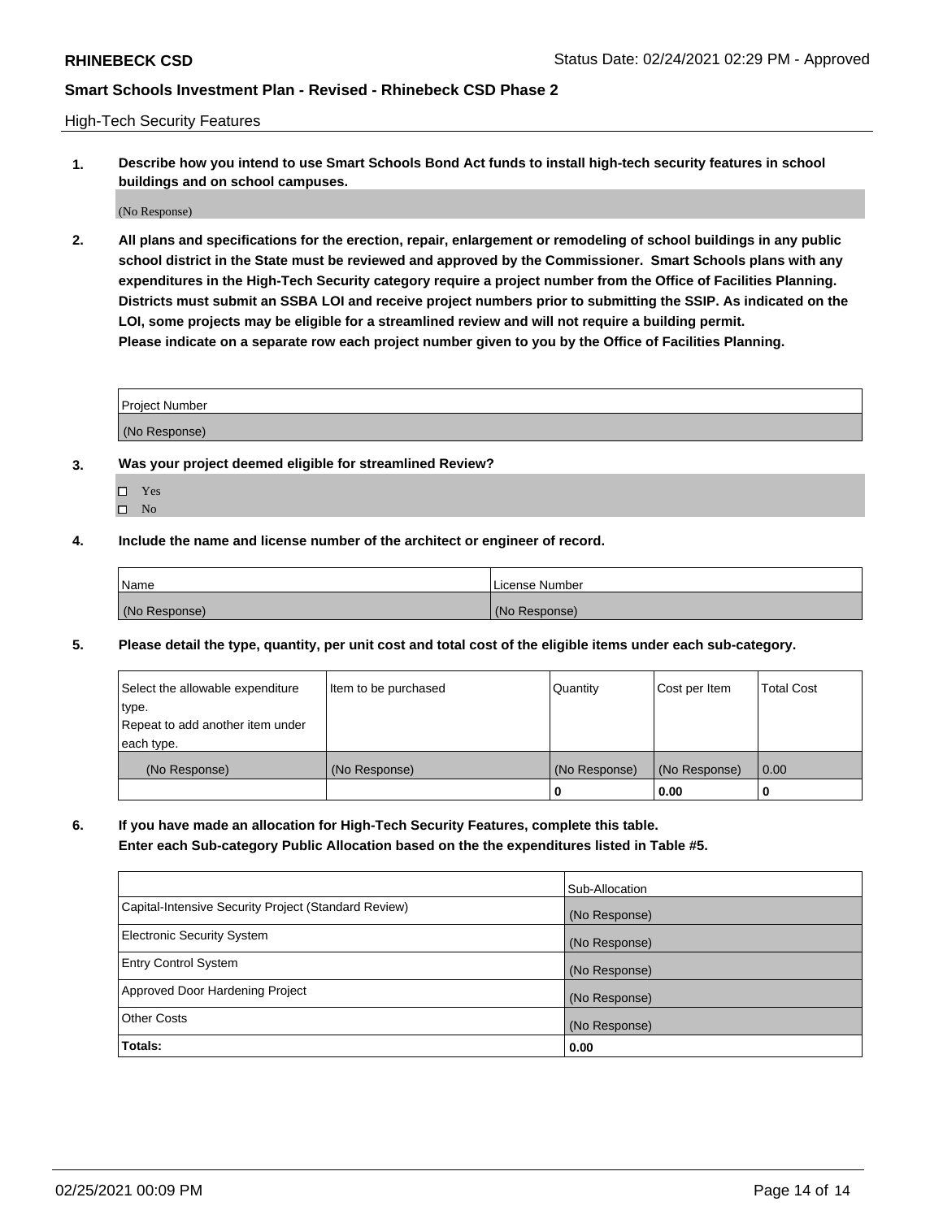**RHINEBECK CSD** Status Date: 02/24/2021 02:29 PM - Approved

## Smart Schools Investment Plan - Revised - Rhinebeck CSD Phase 2

High-Tech Security Features

**1. Describe how you intend to use Smart Schools Bond Act funds to install high-tech security features in school buildings and on school campuses.**

(No Response)

**2. All plans and specifications for the erection, repair, enlargement or remodeling of school buildings in any public school district in the State must be reviewed and approved by the Commissioner. Smart Schools plans with any expenditures in the High-Tech Security category require a project number from the Office of Facilities Planning. Districts must submit an SSBA LOI and receive project numbers prior to submitting the SSIP. As indicated on the LOI, some projects may be eligible for a streamlined review and will not require a building permit. Please indicate on a separate row each project number given to you by the Office of Facilities Planning.**

| Project Number |
|---|
| (No Response) |

**3. Was your project deemed eligible for streamlined Review?**

- ☐ Yes
- ☐ No

**4. Include the name and license number of the architect or engineer of record.**

| Name | License Number |
|---|---|
| (No Response) | (No Response) |

**5. Please detail the type, quantity, per unit cost and total cost of the eligible items under each sub-category.**

| Select the allowable expenditure type. Repeat to add another item under each type. | Item to be purchased | Quantity | Cost per Item | Total Cost |
|---|---|---|---|---|
| (No Response) | (No Response) | (No Response) | (No Response) | 0.00 |
| | | 0 | 0.00 | 0 |

**6. If you have made an allocation for High-Tech Security Features, complete this table. Enter each Sub-category Public Allocation based on the the expenditures listed in Table #5.**

| | Sub-Allocation |
|---|---|
| Capital-Intensive Security Project (Standard Review) | (No Response) |
| Electronic Security System | (No Response) |
| Entry Control System | (No Response) |
| Approved Door Hardening Project | (No Response) |
| Other Costs | (No Response) |
| **Totals:** | **0.00** |